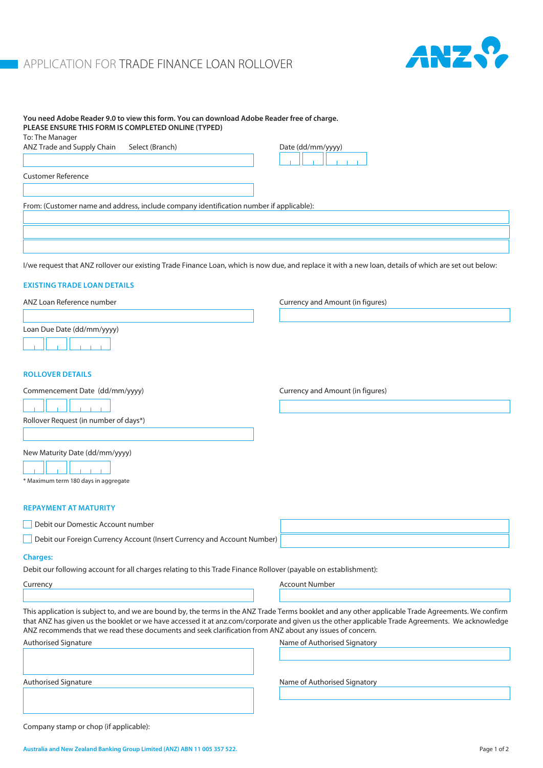# APPLICATION FOR TRADE FINANCE LOAN ROLLOVER

**You need Adobe Reader 9.0 to view this form. You can download Adobe Reader free of charge.**
**PLEASE ENSURE THIS FORM IS COMPLETED ONLINE (TYPED)**

To: The Manager
ANZ Trade and Supply Chain    Select (Branch)

Date (dd/mm/yyyy)

Customer Reference

From: (Customer name and address, include company identification number if applicable):

I/we request that ANZ rollover our existing Trade Finance Loan, which is now due, and replace it with a new loan, details of which are set out below:

## EXISTING TRADE LOAN DETAILS

ANZ Loan Reference number

Currency and Amount (in figures)

Loan Due Date (dd/mm/yyyy)

## ROLLOVER DETAILS

Commencement Date (dd/mm/yyyy)

Currency and Amount (in figures)

Rollover Request (in number of days*)

New Maturity Date (dd/mm/yyyy)

\* Maximum term 180 days in aggregate

## REPAYMENT AT MATURITY

☐ Debit our Domestic Account number

☐ Debit our Foreign Currency Account (Insert Currency and Account Number)

### Charges:

Debit our following account for all charges relating to this Trade Finance Rollover (payable on establishment):

Currency

Account Number

This application is subject to, and we are bound by, the terms in the ANZ Trade Terms booklet and any other applicable Trade Agreements. We confirm that ANZ has given us the booklet or we have accessed it at anz.com/corporate and given us the other applicable Trade Agreements. We acknowledge ANZ recommends that we read these documents and seek clarification from ANZ about any issues of concern.

Authorised Signature

Name of Authorised Signatory

Authorised Signature

Name of Authorised Signatory

Company stamp or chop (if applicable):

Australia and New Zealand Banking Group Limited (ANZ) ABN 11 005 357 522.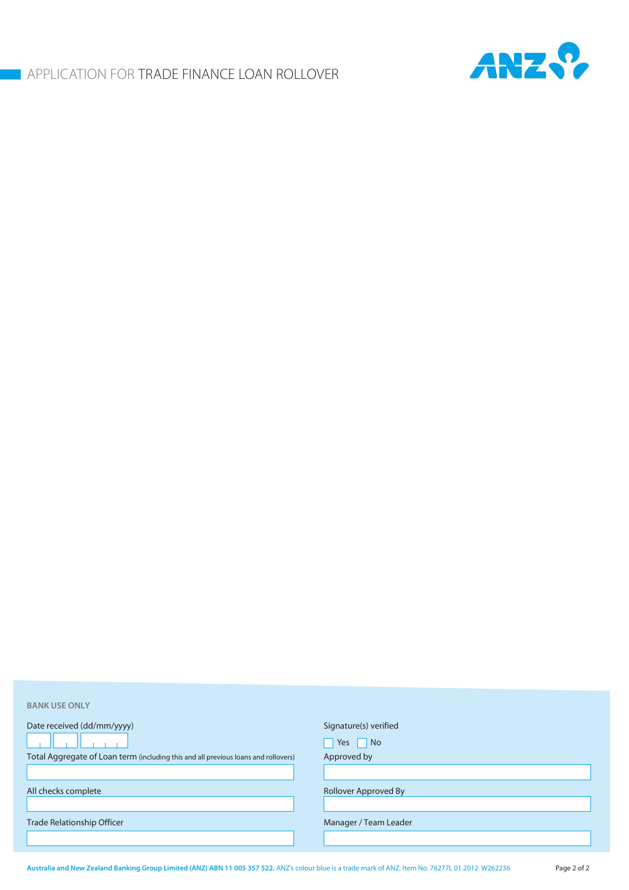# APPLICATION FOR TRADE FINANCE LOAN ROLLOVER

**BANK USE ONLY**

Date received (dd/mm/yyyy)

Total Aggregate of Loan term (including this and all previous loans and rollovers)

All checks complete

Trade Relationship Officer

Signature(s) verified

☐ Yes ☐ No

Approved by

Rollover Approved By

Manager / Team Leader

**Australia and New Zealand Banking Group Limited (ANZ) ABN 11 005 357 522.** ANZ's colour blue is a trade mark of ANZ. Item No. 76277L 01.2012 W262236